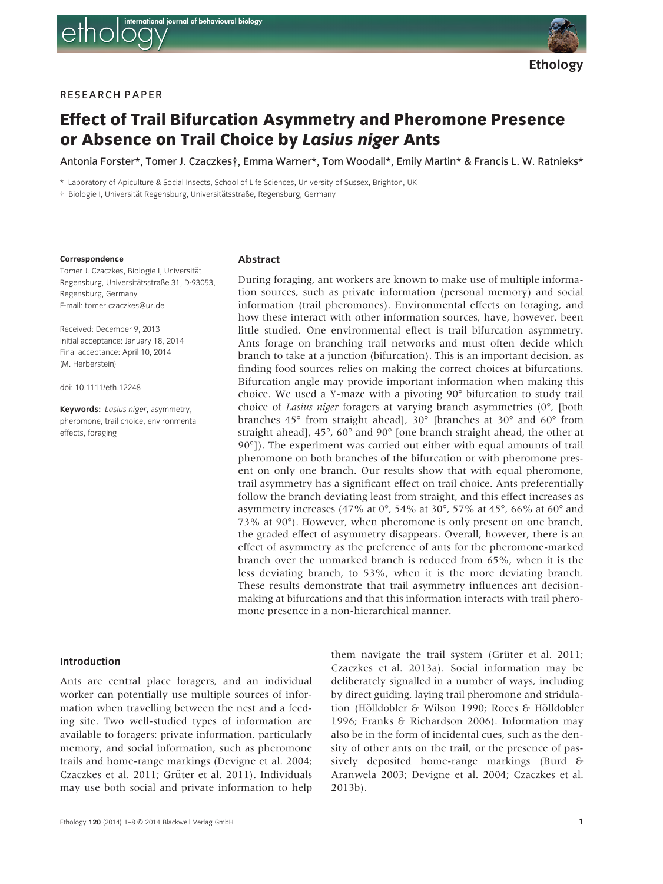RESEARCH PAPER

# Effect of Trail Bifurcation Asymmetry and Pheromone Presence or Absence on Trail Choice by *Lasius niger* Ants

Antonia Forster*, Tomer J. Czaczkes†, Emma Warner*, Tom Woodall*, Emily Martin* & Francis L. W. Ratnieks*

\* Laboratory of Apiculture & Social Insects, School of Life Sciences, University of Sussex, Brighton, UK

† Biologie I, Universität Regensburg, Universitätsstraße, Regensburg, Germany

**Correspondence**

Tomer J. Czaczkes, Biologie I, Universität Regensburg, Universitätsstraße 31, D-93053, Regensburg, Germany
E-mail: tomer.czaczkes@ur.de

Received: December 9, 2013
Initial acceptance: January 18, 2014
Final acceptance: April 10, 2014
(M. Herberstein)

doi: 10.1111/eth.12248

**Keywords:** *Lasius niger*, asymmetry, pheromone, trail choice, environmental effects, foraging

## Abstract

During foraging, ant workers are known to make use of multiple information sources, such as private information (personal memory) and social information (trail pheromones). Environmental effects on foraging, and how these interact with other information sources, have, however, been little studied. One environmental effect is trail bifurcation asymmetry. Ants forage on branching trail networks and must often decide which branch to take at a junction (bifurcation). This is an important decision, as finding food sources relies on making the correct choices at bifurcations. Bifurcation angle may provide important information when making this choice. We used a Y-maze with a pivoting 90° bifurcation to study trail choice of *Lasius niger* foragers at varying branch asymmetries (0°, [both branches 45° from straight ahead], 30° [branches at 30° and 60° from straight ahead], 45°, 60° and 90° [one branch straight ahead, the other at 90°]). The experiment was carried out either with equal amounts of trail pheromone on both branches of the bifurcation or with pheromone present on only one branch. Our results show that with equal pheromone, trail asymmetry has a significant effect on trail choice. Ants preferentially follow the branch deviating least from straight, and this effect increases as asymmetry increases (47% at 0°, 54% at 30°, 57% at 45°, 66% at 60° and 73% at 90°). However, when pheromone is only present on one branch, the graded effect of asymmetry disappears. Overall, however, there is an effect of asymmetry as the preference of ants for the pheromone-marked branch over the unmarked branch is reduced from 65%, when it is the less deviating branch, to 53%, when it is the more deviating branch. These results demonstrate that trail asymmetry influences ant decision-making at bifurcations and that this information interacts with trail pheromone presence in a non-hierarchical manner.

## Introduction

Ants are central place foragers, and an individual worker can potentially use multiple sources of information when travelling between the nest and a feeding site. Two well-studied types of information are available to foragers: private information, particularly memory, and social information, such as pheromone trails and home-range markings (Devigne et al. 2004; Czaczkes et al. 2011; Grüter et al. 2011). Individuals may use both social and private information to help them navigate the trail system (Grüter et al. 2011; Czaczkes et al. 2013a). Social information may be deliberately signalled in a number of ways, including by direct guiding, laying trail pheromone and stridulation (Hölldobler & Wilson 1990; Roces & Hölldobler 1996; Franks & Richardson 2006). Information may also be in the form of incidental cues, such as the density of other ants on the trail, or the presence of passively deposited home-range markings (Burd & Aranwela 2003; Devigne et al. 2004; Czaczkes et al. 2013b).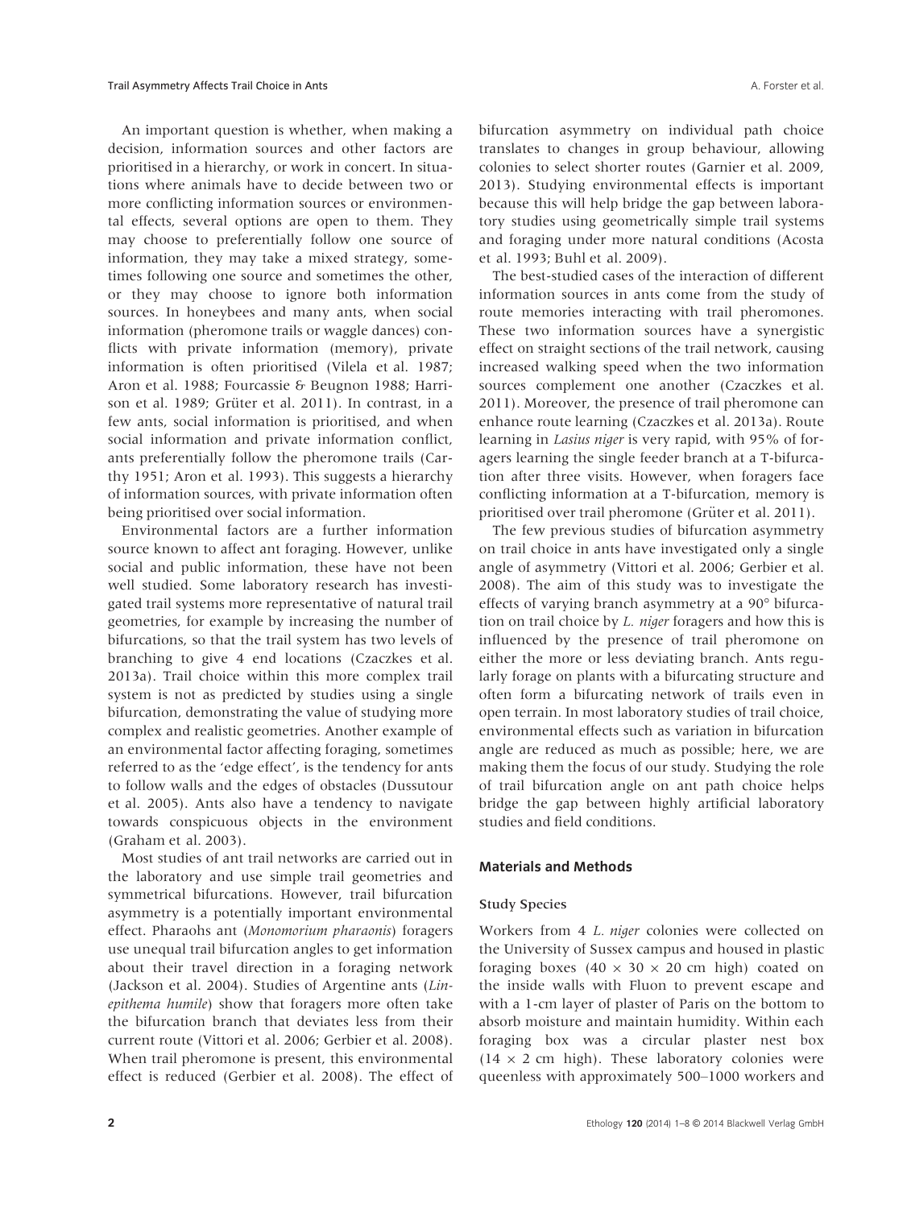An important question is whether, when making a decision, information sources and other factors are prioritised in a hierarchy, or work in concert. In situations where animals have to decide between two or more conflicting information sources or environmental effects, several options are open to them. They may choose to preferentially follow one source of information, they may take a mixed strategy, sometimes following one source and sometimes the other, or they may choose to ignore both information sources. In honeybees and many ants, when social information (pheromone trails or waggle dances) conflicts with private information (memory), private information is often prioritised (Vilela et al. 1987; Aron et al. 1988; Fourcassie & Beugnon 1988; Harrison et al. 1989; Grüter et al. 2011). In contrast, in a few ants, social information is prioritised, and when social information and private information conflict, ants preferentially follow the pheromone trails (Carthy 1951; Aron et al. 1993). This suggests a hierarchy of information sources, with private information often being prioritised over social information.

Environmental factors are a further information source known to affect ant foraging. However, unlike social and public information, these have not been well studied. Some laboratory research has investigated trail systems more representative of natural trail geometries, for example by increasing the number of bifurcations, so that the trail system has two levels of branching to give 4 end locations (Czaczkes et al. 2013a). Trail choice within this more complex trail system is not as predicted by studies using a single bifurcation, demonstrating the value of studying more complex and realistic geometries. Another example of an environmental factor affecting foraging, sometimes referred to as the 'edge effect', is the tendency for ants to follow walls and the edges of obstacles (Dussutour et al. 2005). Ants also have a tendency to navigate towards conspicuous objects in the environment (Graham et al. 2003).

Most studies of ant trail networks are carried out in the laboratory and use simple trail geometries and symmetrical bifurcations. However, trail bifurcation asymmetry is a potentially important environmental effect. Pharaohs ant (*Monomorium pharaonis*) foragers use unequal trail bifurcation angles to get information about their travel direction in a foraging network (Jackson et al. 2004). Studies of Argentine ants (*Linepithema humile*) show that foragers more often take the bifurcation branch that deviates less from their current route (Vittori et al. 2006; Gerbier et al. 2008). When trail pheromone is present, this environmental effect is reduced (Gerbier et al. 2008). The effect of bifurcation asymmetry on individual path choice translates to changes in group behaviour, allowing colonies to select shorter routes (Garnier et al. 2009, 2013). Studying environmental effects is important because this will help bridge the gap between laboratory studies using geometrically simple trail systems and foraging under more natural conditions (Acosta et al. 1993; Buhl et al. 2009).

The best-studied cases of the interaction of different information sources in ants come from the study of route memories interacting with trail pheromones. These two information sources have a synergistic effect on straight sections of the trail network, causing increased walking speed when the two information sources complement one another (Czaczkes et al. 2011). Moreover, the presence of trail pheromone can enhance route learning (Czaczkes et al. 2013a). Route learning in *Lasius niger* is very rapid, with 95% of foragers learning the single feeder branch at a T-bifurcation after three visits. However, when foragers face conflicting information at a T-bifurcation, memory is prioritised over trail pheromone (Grüter et al. 2011).

The few previous studies of bifurcation asymmetry on trail choice in ants have investigated only a single angle of asymmetry (Vittori et al. 2006; Gerbier et al. 2008). The aim of this study was to investigate the effects of varying branch asymmetry at a 90° bifurcation on trail choice by *L. niger* foragers and how this is influenced by the presence of trail pheromone on either the more or less deviating branch. Ants regularly forage on plants with a bifurcating structure and often form a bifurcating network of trails even in open terrain. In most laboratory studies of trail choice, environmental effects such as variation in bifurcation angle are reduced as much as possible; here, we are making them the focus of our study. Studying the role of trail bifurcation angle on ant path choice helps bridge the gap between highly artificial laboratory studies and field conditions.

## Materials and Methods

### Study Species

Workers from 4 *L. niger* colonies were collected on the University of Sussex campus and housed in plastic foraging boxes (40 × 30 × 20 cm high) coated on the inside walls with Fluon to prevent escape and with a 1-cm layer of plaster of Paris on the bottom to absorb moisture and maintain humidity. Within each foraging box was a circular plaster nest box (14 × 2 cm high). These laboratory colonies were queenless with approximately 500–1000 workers and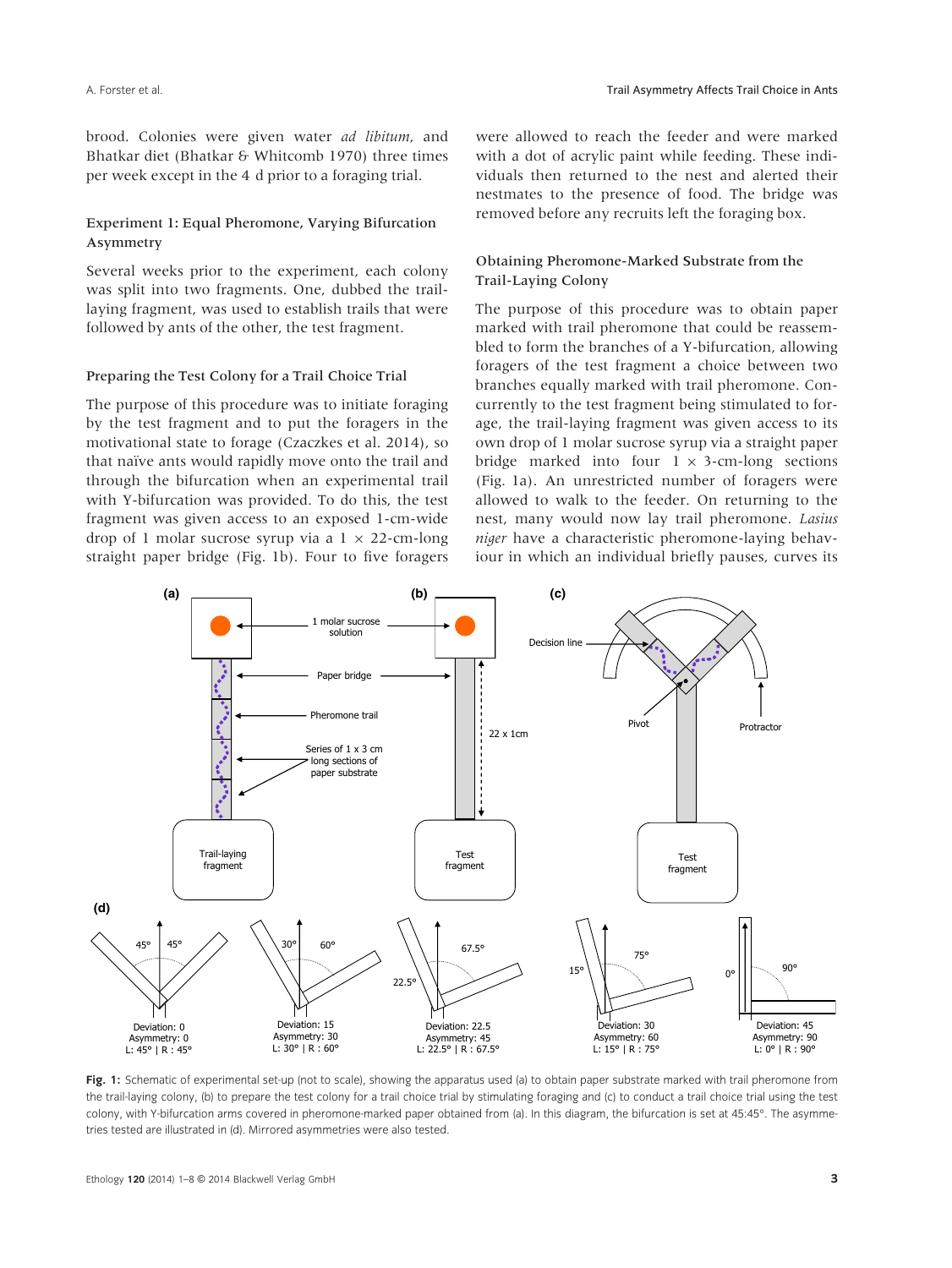brood. Colonies were given water *ad libitum*, and Bhatkar diet (Bhatkar & Whitcomb 1970) three times per week except in the 4 d prior to a foraging trial.

### Experiment 1: Equal Pheromone, Varying Bifurcation Asymmetry

Several weeks prior to the experiment, each colony was split into two fragments. One, dubbed the trail-laying fragment, was used to establish trails that were followed by ants of the other, the test fragment.

### Preparing the Test Colony for a Trail Choice Trial

The purpose of this procedure was to initiate foraging by the test fragment and to put the foragers in the motivational state to forage (Czaczkes et al. 2014), so that naïve ants would rapidly move onto the trail and through the bifurcation when an experimental trail with Y-bifurcation was provided. To do this, the test fragment was given access to an exposed 1-cm-wide drop of 1 molar sucrose syrup via a 1 × 22-cm-long straight paper bridge (Fig. 1b). Four to five foragers were allowed to reach the feeder and were marked with a dot of acrylic paint while feeding. These individuals then returned to the nest and alerted their nestmates to the presence of food. The bridge was removed before any recruits left the foraging box.

### Obtaining Pheromone-Marked Substrate from the Trail-Laying Colony

The purpose of this procedure was to obtain paper marked with trail pheromone that could be reassembled to form the branches of a Y-bifurcation, allowing foragers of the test fragment a choice between two branches equally marked with trail pheromone. Concurrently to the test fragment being stimulated to forage, the trail-laying fragment was given access to its own drop of 1 molar sucrose syrup via a straight paper bridge marked into four 1 × 3-cm-long sections (Fig. 1a). An unrestricted number of foragers were allowed to walk to the feeder. On returning to the nest, many would now lay trail pheromone. *Lasius niger* have a characteristic pheromone-laying behaviour in which an individual briefly pauses, curves its

**Fig. 1:** Schematic of experimental set-up (not to scale), showing the apparatus used (a) to obtain paper substrate marked with trail pheromone from the trail-laying colony, (b) to prepare the test colony for a trail choice trial by stimulating foraging and (c) to conduct a trail choice trial using the test colony, with Y-bifurcation arms covered in pheromone-marked paper obtained from (a). In this diagram, the bifurcation is set at 45:45°. The asymmetries tested are illustrated in (d). Mirrored asymmetries were also tested.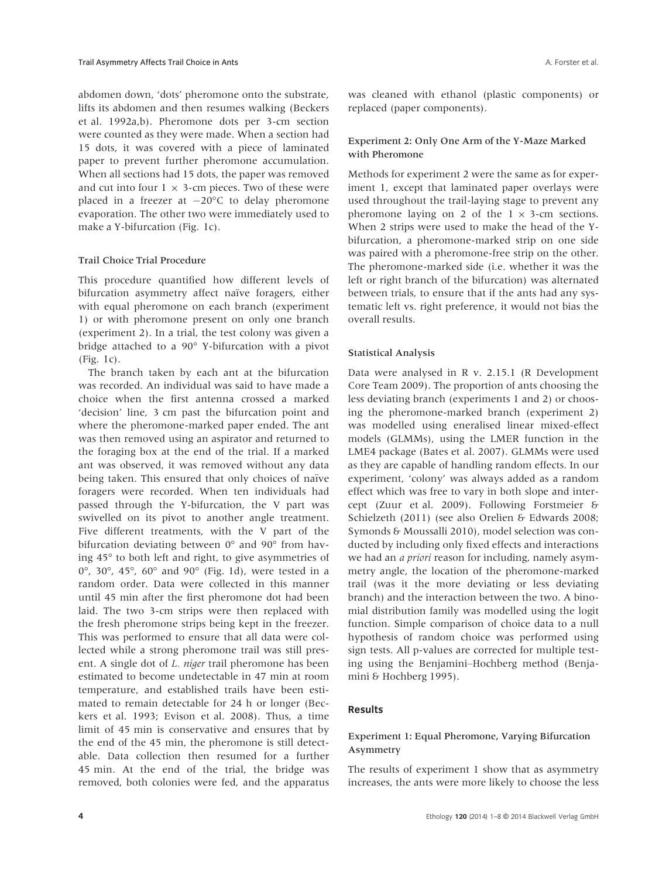abdomen down, 'dots' pheromone onto the substrate, lifts its abdomen and then resumes walking (Beckers et al. 1992a,b). Pheromone dots per 3-cm section were counted as they were made. When a section had 15 dots, it was covered with a piece of laminated paper to prevent further pheromone accumulation. When all sections had 15 dots, the paper was removed and cut into four $1 \times 3$-cm pieces. Two of these were placed in a freezer at $-20°C$ to delay pheromone evaporation. The other two were immediately used to make a Y-bifurcation (Fig. 1c).

### Trail Choice Trial Procedure

This procedure quantified how different levels of bifurcation asymmetry affect naïve foragers, either with equal pheromone on each branch (experiment 1) or with pheromone present on only one branch (experiment 2). In a trial, the test colony was given a bridge attached to a 90° Y-bifurcation with a pivot (Fig. 1c).

The branch taken by each ant at the bifurcation was recorded. An individual was said to have made a choice when the first antenna crossed a marked 'decision' line, 3 cm past the bifurcation point and where the pheromone-marked paper ended. The ant was then removed using an aspirator and returned to the foraging box at the end of the trial. If a marked ant was observed, it was removed without any data being taken. This ensured that only choices of naïve foragers were recorded. When ten individuals had passed through the Y-bifurcation, the V part was swivelled on its pivot to another angle treatment. Five different treatments, with the V part of the bifurcation deviating between 0° and 90° from having 45° to both left and right, to give asymmetries of 0°, 30°, 45°, 60° and 90° (Fig. 1d), were tested in a random order. Data were collected in this manner until 45 min after the first pheromone dot had been laid. The two 3-cm strips were then replaced with the fresh pheromone strips being kept in the freezer. This was performed to ensure that all data were collected while a strong pheromone trail was still present. A single dot of *L. niger* trail pheromone has been estimated to become undetectable in 47 min at room temperature, and established trails have been estimated to remain detectable for 24 h or longer (Beckers et al. 1993; Evison et al. 2008). Thus, a time limit of 45 min is conservative and ensures that by the end of the 45 min, the pheromone is still detectable. Data collection then resumed for a further 45 min. At the end of the trial, the bridge was removed, both colonies were fed, and the apparatus was cleaned with ethanol (plastic components) or replaced (paper components).

### Experiment 2: Only One Arm of the Y-Maze Marked with Pheromone

Methods for experiment 2 were the same as for experiment 1, except that laminated paper overlays were used throughout the trail-laying stage to prevent any pheromone laying on 2 of the $1 \times 3$-cm sections. When 2 strips were used to make the head of the Y-bifurcation, a pheromone-marked strip on one side was paired with a pheromone-free strip on the other. The pheromone-marked side (i.e. whether it was the left or right branch of the bifurcation) was alternated between trials, to ensure that if the ants had any systematic left vs. right preference, it would not bias the overall results.

### Statistical Analysis

Data were analysed in R v. 2.15.1 (R Development Core Team 2009). The proportion of ants choosing the less deviating branch (experiments 1 and 2) or choosing the pheromone-marked branch (experiment 2) was modelled using eneralised linear mixed-effect models (GLMMs), using the LMER function in the LME4 package (Bates et al. 2007). GLMMs were used as they are capable of handling random effects. In our experiment, 'colony' was always added as a random effect which was free to vary in both slope and intercept (Zuur et al. 2009). Following Forstmeier & Schielzeth (2011) (see also Orelien & Edwards 2008; Symonds & Moussalli 2010), model selection was conducted by including only fixed effects and interactions we had an *a priori* reason for including, namely asymmetry angle, the location of the pheromone-marked trail (was it the more deviating or less deviating branch) and the interaction between the two. A binomial distribution family was modelled using the logit function. Simple comparison of choice data to a null hypothesis of random choice was performed using sign tests. All p-values are corrected for multiple testing using the Benjamini–Hochberg method (Benjamini & Hochberg 1995).

## Results

### Experiment 1: Equal Pheromone, Varying Bifurcation Asymmetry

The results of experiment 1 show that as asymmetry increases, the ants were more likely to choose the less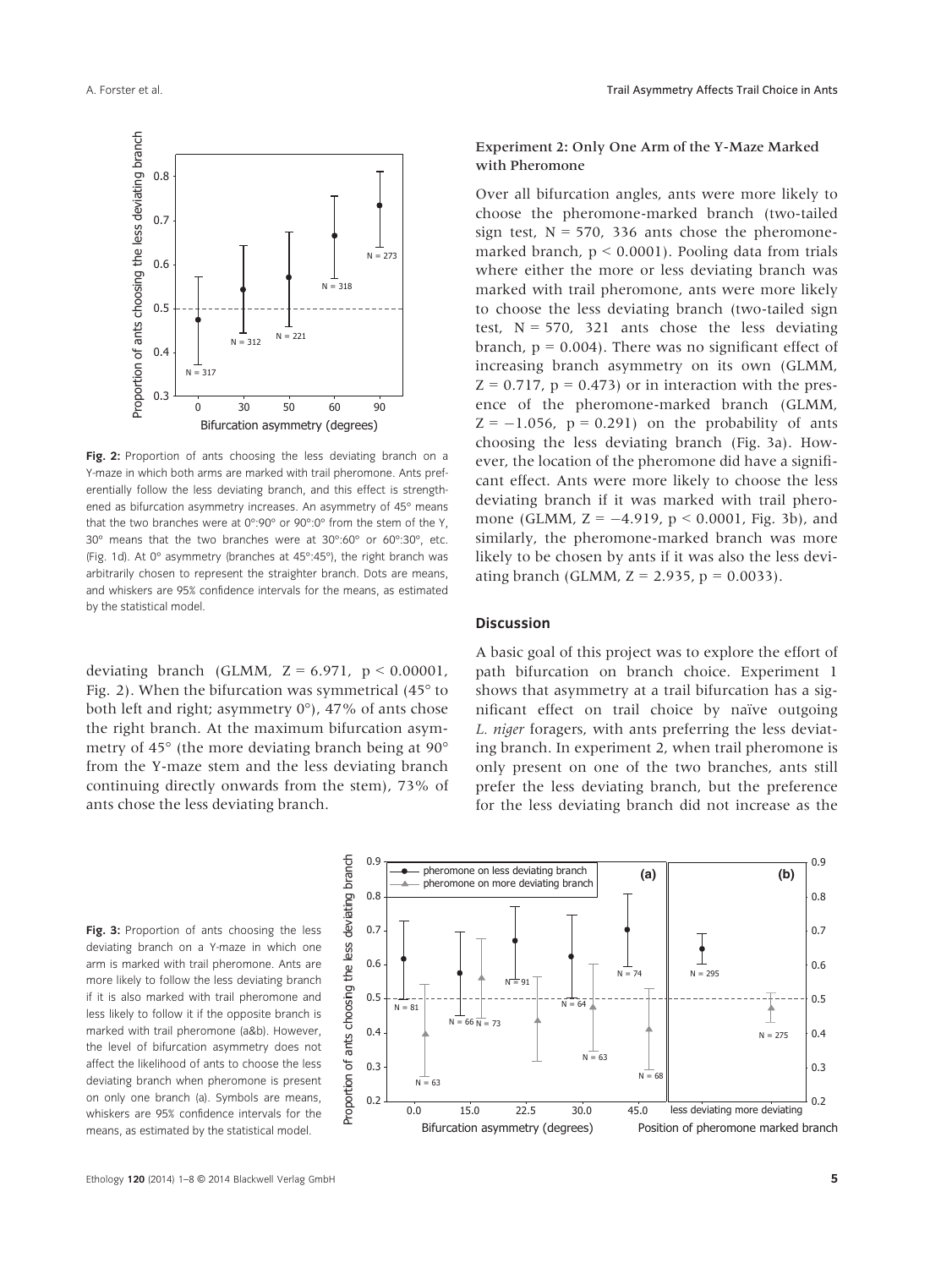**Fig. 2:** Proportion of ants choosing the less deviating branch on a Y-maze in which both arms are marked with trail pheromone. Ants preferentially follow the less deviating branch, and this effect is strengthened as bifurcation asymmetry increases. An asymmetry of 45° means that the two branches were at 0°:90° or 90°:0° from the stem of the Y, 30° means that the two branches were at 30°:60° or 60°:30°, etc. (Fig. 1d). At 0° asymmetry (branches at 45°:45°), the right branch was arbitrarily chosen to represent the straighter branch. Dots are means, and whiskers are 95% confidence intervals for the means, as estimated by the statistical model.

deviating branch (GLMM, $Z = 6.971$, $p < 0.00001$, Fig. 2). When the bifurcation was symmetrical (45° to both left and right; asymmetry 0°), 47% of ants chose the right branch. At the maximum bifurcation asymmetry of 45° (the more deviating branch being at 90° from the Y-maze stem and the less deviating branch continuing directly onwards from the stem), 73% of ants chose the less deviating branch.

### Experiment 2: Only One Arm of the Y-Maze Marked with Pheromone

Over all bifurcation angles, ants were more likely to choose the pheromone-marked branch (two-tailed sign test, $N = 570$, 336 ants chose the pheromone-marked branch, $p < 0.0001$). Pooling data from trials where either the more or less deviating branch was marked with trail pheromone, ants were more likely to choose the less deviating branch (two-tailed sign test, $N = 570$, 321 ants chose the less deviating branch, $p = 0.004$). There was no significant effect of increasing branch asymmetry on its own (GLMM, $Z = 0.717$, $p = 0.473$) or in interaction with the presence of the pheromone-marked branch (GLMM, $Z = -1.056$, $p = 0.291$) on the probability of ants choosing the less deviating branch (Fig. 3a). However, the location of the pheromone did have a significant effect. Ants were more likely to choose the less deviating branch if it was marked with trail pheromone (GLMM, $Z = -4.919$, $p < 0.0001$, Fig. 3b), and similarly, the pheromone-marked branch was more likely to be chosen by ants if it was also the less deviating branch (GLMM, $Z = 2.935$, $p = 0.0033$).

## Discussion

A basic goal of this project was to explore the effort of path bifurcation on branch choice. Experiment 1 shows that asymmetry at a trail bifurcation has a significant effect on trail choice by naïve outgoing *L. niger* foragers, with ants preferring the less deviating branch. In experiment 2, when trail pheromone is only present on one of the two branches, ants still prefer the less deviating branch, but the preference for the less deviating branch did not increase as the

**Fig. 3:** Proportion of ants choosing the less deviating branch on a Y-maze in which one arm is marked with trail pheromone. Ants are more likely to follow the less deviating branch if it is also marked with trail pheromone and less likely to follow it if the opposite branch is marked with trail pheromone (a&b). However, the level of bifurcation asymmetry does not affect the likelihood of ants to choose the less deviating branch when pheromone is present on only one branch (a). Symbols are means, whiskers are 95% confidence intervals for the means, as estimated by the statistical model.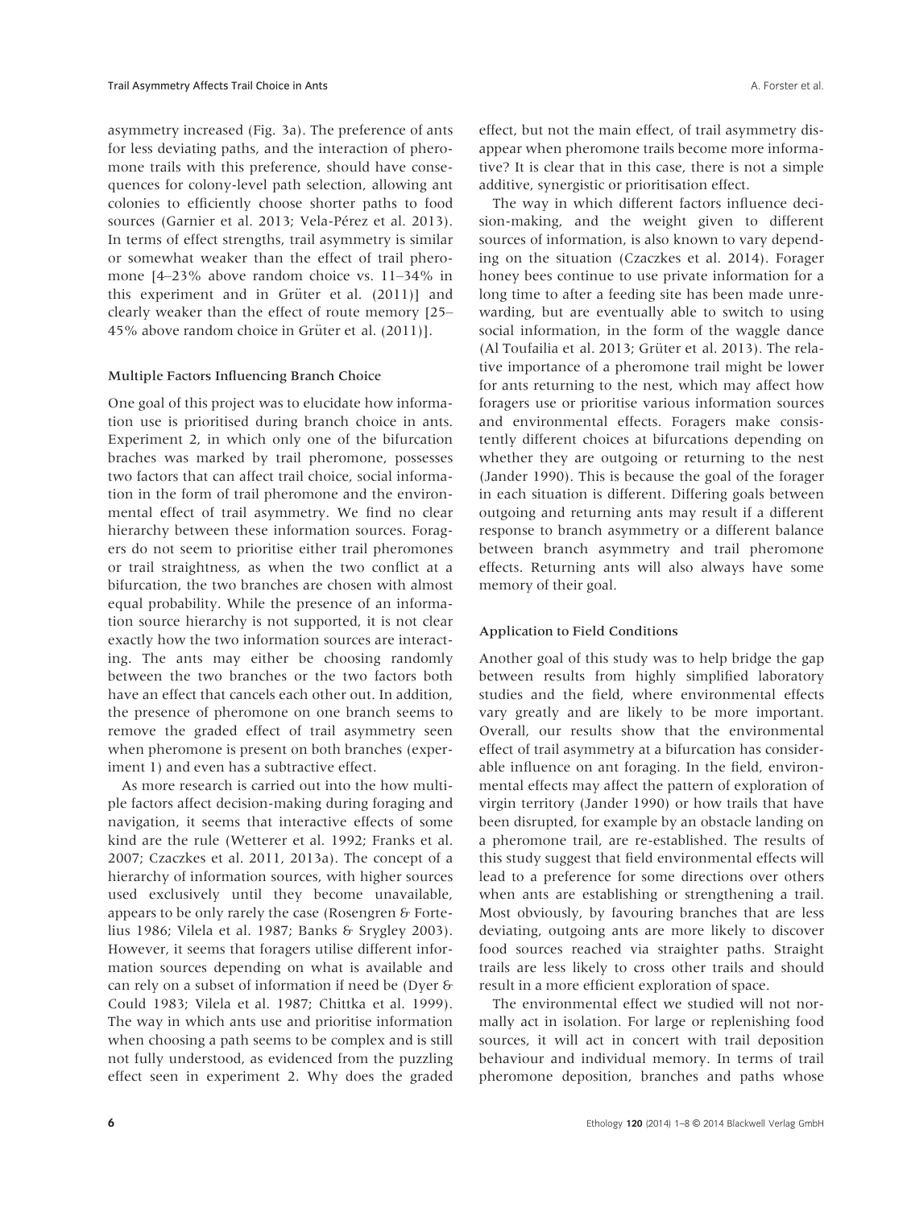asymmetry increased (Fig. 3a). The preference of ants for less deviating paths, and the interaction of pheromone trails with this preference, should have consequences for colony-level path selection, allowing ant colonies to efficiently choose shorter paths to food sources (Garnier et al. 2013; Vela-Pérez et al. 2013). In terms of effect strengths, trail asymmetry is similar or somewhat weaker than the effect of trail pheromone [4–23% above random choice vs. 11–34% in this experiment and in Grüter et al. (2011)] and clearly weaker than the effect of route memory [25–45% above random choice in Grüter et al. (2011)].

### Multiple Factors Influencing Branch Choice

One goal of this project was to elucidate how information use is prioritised during branch choice in ants. Experiment 2, in which only one of the bifurcation braches was marked by trail pheromone, possesses two factors that can affect trail choice, social information in the form of trail pheromone and the environmental effect of trail asymmetry. We find no clear hierarchy between these information sources. Foragers do not seem to prioritise either trail pheromones or trail straightness, as when the two conflict at a bifurcation, the two branches are chosen with almost equal probability. While the presence of an information source hierarchy is not supported, it is not clear exactly how the two information sources are interacting. The ants may either be choosing randomly between the two branches or the two factors both have an effect that cancels each other out. In addition, the presence of pheromone on one branch seems to remove the graded effect of trail asymmetry seen when pheromone is present on both branches (experiment 1) and even has a subtractive effect.

As more research is carried out into the how multiple factors affect decision-making during foraging and navigation, it seems that interactive effects of some kind are the rule (Wetterer et al. 1992; Franks et al. 2007; Czaczkes et al. 2011, 2013a). The concept of a hierarchy of information sources, with higher sources used exclusively until they become unavailable, appears to be only rarely the case (Rosengren & Fortelius 1986; Vilela et al. 1987; Banks & Srygley 2003). However, it seems that foragers utilise different information sources depending on what is available and can rely on a subset of information if need be (Dyer & Could 1983; Vilela et al. 1987; Chittka et al. 1999). The way in which ants use and prioritise information when choosing a path seems to be complex and is still not fully understood, as evidenced from the puzzling effect seen in experiment 2. Why does the graded effect, but not the main effect, of trail asymmetry disappear when pheromone trails become more informative? It is clear that in this case, there is not a simple additive, synergistic or prioritisation effect.

The way in which different factors influence decision-making, and the weight given to different sources of information, is also known to vary depending on the situation (Czaczkes et al. 2014). Forager honey bees continue to use private information for a long time to after a feeding site has been made unrewarding, but are eventually able to switch to using social information, in the form of the waggle dance (Al Toufailia et al. 2013; Grüter et al. 2013). The relative importance of a pheromone trail might be lower for ants returning to the nest, which may affect how foragers use or prioritise various information sources and environmental effects. Foragers make consistently different choices at bifurcations depending on whether they are outgoing or returning to the nest (Jander 1990). This is because the goal of the forager in each situation is different. Differing goals between outgoing and returning ants may result if a different response to branch asymmetry or a different balance between branch asymmetry and trail pheromone effects. Returning ants will also always have some memory of their goal.

### Application to Field Conditions

Another goal of this study was to help bridge the gap between results from highly simplified laboratory studies and the field, where environmental effects vary greatly and are likely to be more important. Overall, our results show that the environmental effect of trail asymmetry at a bifurcation has considerable influence on ant foraging. In the field, environmental effects may affect the pattern of exploration of virgin territory (Jander 1990) or how trails that have been disrupted, for example by an obstacle landing on a pheromone trail, are re-established. The results of this study suggest that field environmental effects will lead to a preference for some directions over others when ants are establishing or strengthening a trail. Most obviously, by favouring branches that are less deviating, outgoing ants are more likely to discover food sources reached via straighter paths. Straight trails are less likely to cross other trails and should result in a more efficient exploration of space.

The environmental effect we studied will not normally act in isolation. For large or replenishing food sources, it will act in concert with trail deposition behaviour and individual memory. In terms of trail pheromone deposition, branches and paths whose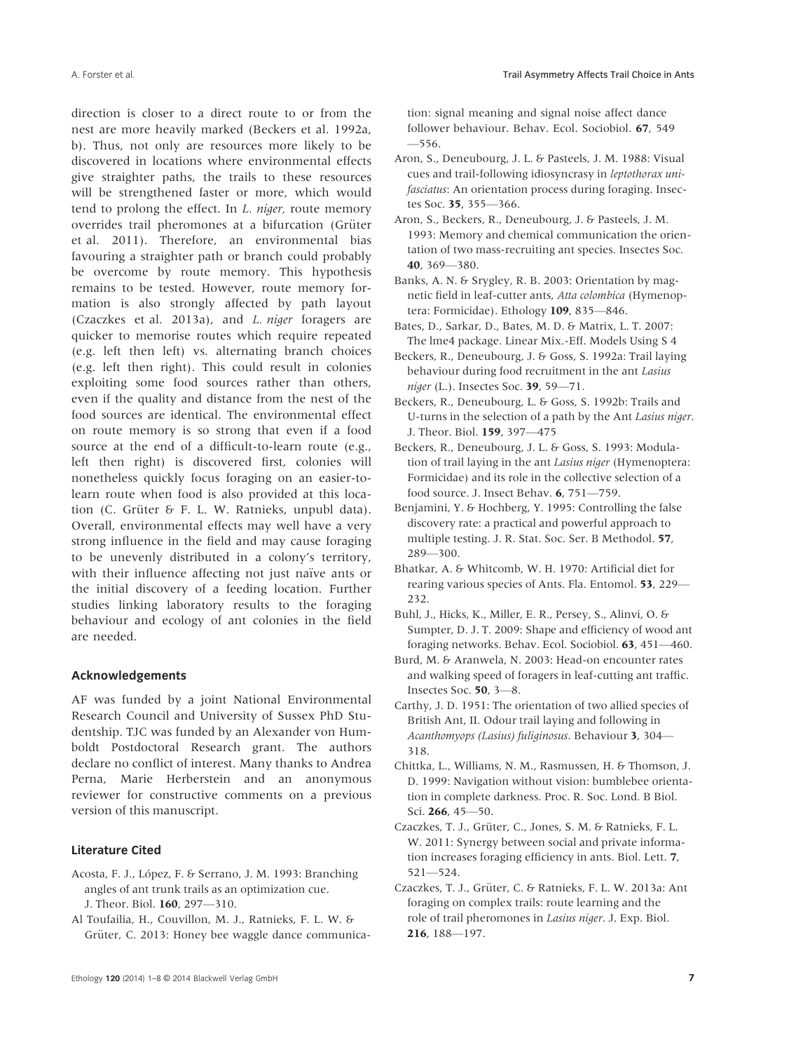direction is closer to a direct route to or from the nest are more heavily marked (Beckers et al. 1992a, b). Thus, not only are resources more likely to be discovered in locations where environmental effects give straighter paths, the trails to these resources will be strengthened faster or more, which would tend to prolong the effect. In *L. niger*, route memory overrides trail pheromones at a bifurcation (Grüter et al. 2011). Therefore, an environmental bias favouring a straighter path or branch could probably be overcome by route memory. This hypothesis remains to be tested. However, route memory formation is also strongly affected by path layout (Czaczkes et al. 2013a), and *L. niger* foragers are quicker to memorise routes which require repeated (e.g. left then left) vs. alternating branch choices (e.g. left then right). This could result in colonies exploiting some food sources rather than others, even if the quality and distance from the nest of the food sources are identical. The environmental effect on route memory is so strong that even if a food source at the end of a difficult-to-learn route (e.g., left then right) is discovered first, colonies will nonetheless quickly focus foraging on an easier-to-learn route when food is also provided at this location (C. Grüter & F. L. W. Ratnieks, unpubl data). Overall, environmental effects may well have a very strong influence in the field and may cause foraging to be unevenly distributed in a colony's territory, with their influence affecting not just naïve ants or the initial discovery of a feeding location. Further studies linking laboratory results to the foraging behaviour and ecology of ant colonies in the field are needed.

### Acknowledgements

AF was funded by a joint National Environmental Research Council and University of Sussex PhD Studentship. TJC was funded by an Alexander von Humboldt Postdoctoral Research grant. The authors declare no conflict of interest. Many thanks to Andrea Perna, Marie Herberstein and an anonymous reviewer for constructive comments on a previous version of this manuscript.

### Literature Cited

Acosta, F. J., López, F. & Serrano, J. M. 1993: Branching angles of ant trunk trails as an optimization cue. J. Theor. Biol. **160**, 297—310.

Al Toufailia, H., Couvillon, M. J., Ratnieks, F. L. W. & Grüter, C. 2013: Honey bee waggle dance communication: signal meaning and signal noise affect dance follower behaviour. Behav. Ecol. Sociobiol. **67**, 549—556.

Aron, S., Deneubourg, J. L. & Pasteels, J. M. 1988: Visual cues and trail-following idiosyncrasy in *leptothorax unifasciatus*: An orientation process during foraging. Insectes Soc. **35**, 355—366.

Aron, S., Beckers, R., Deneubourg, J. & Pasteels, J. M. 1993: Memory and chemical communication the orientation of two mass-recruiting ant species. Insectes Soc. **40**, 369—380.

Banks, A. N. & Srygley, R. B. 2003: Orientation by magnetic field in leaf-cutter ants, *Atta colombica* (Hymenoptera: Formicidae). Ethology **109**, 835—846.

Bates, D., Sarkar, D., Bates, M. D. & Matrix, L. T. 2007: The lme4 package. Linear Mix.-Eff. Models Using S 4

Beckers, R., Deneubourg, J. & Goss, S. 1992a: Trail laying behaviour during food recruitment in the ant *Lasius niger* (L.). Insectes Soc. **39**, 59—71.

Beckers, R., Deneubourg, L. & Goss, S. 1992b: Trails and U-turns in the selection of a path by the Ant *Lasius niger*. J. Theor. Biol. **159**, 397—475

Beckers, R., Deneubourg, J. L. & Goss, S. 1993: Modulation of trail laying in the ant *Lasius niger* (Hymenoptera: Formicidae) and its role in the collective selection of a food source. J. Insect Behav. **6**, 751—759.

Benjamini, Y. & Hochberg, Y. 1995: Controlling the false discovery rate: a practical and powerful approach to multiple testing. J. R. Stat. Soc. Ser. B Methodol. **57**, 289—300.

Bhatkar, A. & Whitcomb, W. H. 1970: Artificial diet for rearing various species of Ants. Fla. Entomol. **53**, 229—232.

Buhl, J., Hicks, K., Miller, E. R., Persey, S., Alinvi, O. & Sumpter, D. J. T. 2009: Shape and efficiency of wood ant foraging networks. Behav. Ecol. Sociobiol. **63**, 451—460.

Burd, M. & Aranwela, N. 2003: Head-on encounter rates and walking speed of foragers in leaf-cutting ant traffic. Insectes Soc. **50**, 3—8.

Carthy, J. D. 1951: The orientation of two allied species of British Ant, II. Odour trail laying and following in *Acanthomyops (Lasius) fuliginosus*. Behaviour **3**, 304—318.

Chittka, L., Williams, N. M., Rasmussen, H. & Thomson, J. D. 1999: Navigation without vision: bumblebee orientation in complete darkness. Proc. R. Soc. Lond. B Biol. Sci. **266**, 45—50.

Czaczkes, T. J., Grüter, C., Jones, S. M. & Ratnieks, F. L. W. 2011: Synergy between social and private information increases foraging efficiency in ants. Biol. Lett. **7**, 521—524.

Czaczkes, T. J., Grüter, C. & Ratnieks, F. L. W. 2013a: Ant foraging on complex trails: route learning and the role of trail pheromones in *Lasius niger*. J. Exp. Biol. **216**, 188—197.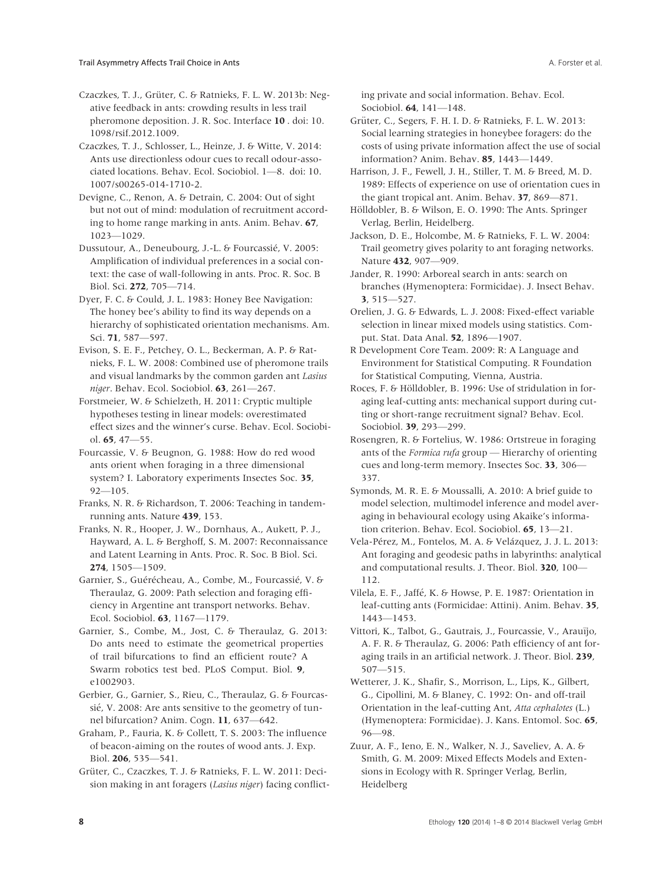Czaczkes, T. J., Grüter, C. & Ratnieks, F. L. W. 2013b: Negative feedback in ants: crowding results in less trail pheromone deposition. J. R. Soc. Interface **10** . doi: 10.1098/rsif.2012.1009.

Czaczkes, T. J., Schlosser, L., Heinze, J. & Witte, V. 2014: Ants use directionless odour cues to recall odour-associated locations. Behav. Ecol. Sociobiol. 1—8. doi: 10.1007/s00265-014-1710-2.

Devigne, C., Renon, A. & Detrain, C. 2004: Out of sight but not out of mind: modulation of recruitment according to home range marking in ants. Anim. Behav. **67**, 1023—1029.

Dussutour, A., Deneubourg, J.-L. & Fourcassié, V. 2005: Amplification of individual preferences in a social context: the case of wall-following in ants. Proc. R. Soc. B Biol. Sci. **272**, 705—714.

Dyer, F. C. & Gould, J. L. 1983: Honey Bee Navigation: The honey bee's ability to find its way depends on a hierarchy of sophisticated orientation mechanisms. Am. Sci. **71**, 587—597.

Evison, S. E. F., Petchey, O. L., Beckerman, A. P. & Ratnieks, F. L. W. 2008: Combined use of pheromone trails and visual landmarks by the common garden ant *Lasius niger*. Behav. Ecol. Sociobiol. **63**, 261—267.

Forstmeier, W. & Schielzeth, H. 2011: Cryptic multiple hypotheses testing in linear models: overestimated effect sizes and the winner's curse. Behav. Ecol. Sociobiol. **65**, 47—55.

Fourcassie, V. & Beugnon, G. 1988: How do red wood ants orient when foraging in a three dimensional system? I. Laboratory experiments Insectes Soc. **35**, 92—105.

Franks, N. R. & Richardson, T. 2006: Teaching in tandem-running ants. Nature **439**, 153.

Franks, N. R., Hooper, J. W., Dornhaus, A., Aukett, P. J., Hayward, A. L. & Berghoff, S. M. 2007: Reconnaissance and Latent Learning in Ants. Proc. R. Soc. B Biol. Sci. **274**, 1505—1509.

Garnier, S., Guérécheau, A., Combe, M., Fourcassié, V. & Theraulaz, G. 2009: Path selection and foraging efficiency in Argentine ant transport networks. Behav. Ecol. Sociobiol. **63**, 1167—1179.

Garnier, S., Combe, M., Jost, C. & Theraulaz, G. 2013: Do ants need to estimate the geometrical properties of trail bifurcations to find an efficient route? A Swarm robotics test bed. PLoS Comput. Biol. **9**, e1002903.

Gerbier, G., Garnier, S., Rieu, C., Theraulaz, G. & Fourcassié, V. 2008: Are ants sensitive to the geometry of tunnel bifurcation? Anim. Cogn. **11**, 637—642.

Graham, P., Fauria, K. & Collett, T. S. 2003: The influence of beacon-aiming on the routes of wood ants. J. Exp. Biol. **206**, 535—541.

Grüter, C., Czaczkes, T. J. & Ratnieks, F. L. W. 2011: Decision making in ant foragers (*Lasius niger*) facing conflicting private and social information. Behav. Ecol. Sociobiol. **64**, 141—148.

Grüter, C., Segers, F. H. I. D. & Ratnieks, F. L. W. 2013: Social learning strategies in honeybee foragers: do the costs of using private information affect the use of social information? Anim. Behav. **85**, 1443—1449.

Harrison, J. F., Fewell, J. H., Stiller, T. M. & Breed, M. D. 1989: Effects of experience on use of orientation cues in the giant tropical ant. Anim. Behav. **37**, 869—871.

Hölldobler, B. & Wilson, E. O. 1990: The Ants. Springer Verlag, Berlin, Heidelberg.

Jackson, D. E., Holcombe, M. & Ratnieks, F. L. W. 2004: Trail geometry gives polarity to ant foraging networks. Nature **432**, 907—909.

Jander, R. 1990: Arboreal search in ants: search on branches (Hymenoptera: Formicidae). J. Insect Behav. **3**, 515—527.

Orelien, J. G. & Edwards, L. J. 2008: Fixed-effect variable selection in linear mixed models using statistics. Comput. Stat. Data Anal. **52**, 1896—1907.

R Development Core Team. 2009: R: A Language and Environment for Statistical Computing. R Foundation for Statistical Computing, Vienna, Austria.

Roces, F. & Hölldobler, B. 1996: Use of stridulation in foraging leaf-cutting ants: mechanical support during cutting or short-range recruitment signal? Behav. Ecol. Sociobiol. **39**, 293—299.

Rosengren, R. & Fortelius, W. 1986: Ortstreue in foraging ants of the *Formica rufa* group — Hierarchy of orienting cues and long-term memory. Insectes Soc. **33**, 306—337.

Symonds, M. R. E. & Moussalli, A. 2010: A brief guide to model selection, multimodel inference and model averaging in behavioural ecology using Akaike's information criterion. Behav. Ecol. Sociobiol. **65**, 13—21.

Vela-Pérez, M., Fontelos, M. A. & Velázquez, J. J. L. 2013: Ant foraging and geodesic paths in labyrinths: analytical and computational results. J. Theor. Biol. **320**, 100—112.

Vilela, E. F., Jaffé, K. & Howse, P. E. 1987: Orientation in leaf-cutting ants (Formicidae: Attini). Anim. Behav. **35**, 1443—1453.

Vittori, K., Talbot, G., Gautrais, J., Fourcassie, V., Araujo, A. F. R. & Theraulaz, G. 2006: Path efficiency of ant foraging trails in an artificial network. J. Theor. Biol. **239**, 507—515.

Wetterer, J. K., Shafir, S., Morrison, L., Lips, K., Gilbert, G., Cipollini, M. & Blaney, C. 1992: On- and off-trail Orientation in the leaf-cutting Ant, *Atta cephalotes* (L.) (Hymenoptera: Formicidae). J. Kans. Entomol. Soc. **65**, 96—98.

Zuur, A. F., Ieno, E. N., Walker, N. J., Saveliev, A. A. & Smith, G. M. 2009: Mixed Effects Models and Extensions in Ecology with R. Springer Verlag, Berlin, Heidelberg